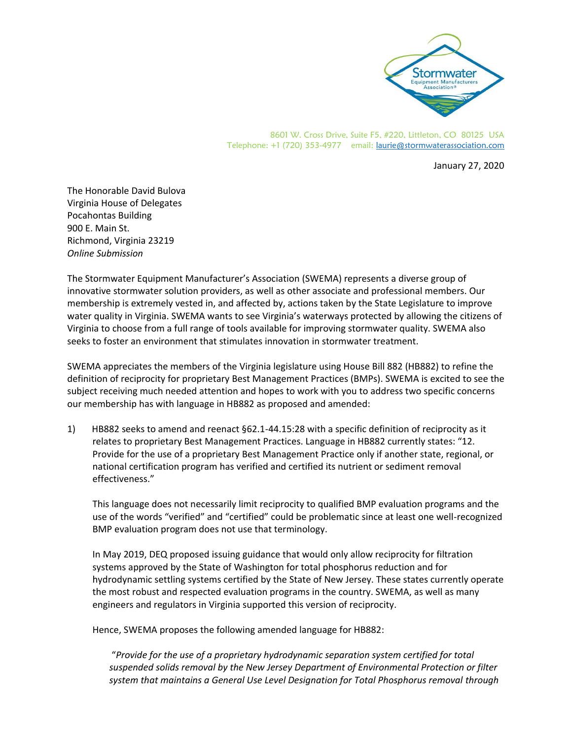Stormwater Equipment Manufacturers Association®

8601 W. Cross Drive, Suite F5, #220, Littleton, CO 80125 USA
Telephone: +1 (720) 353-4977 email: laurie@stormwaterassociation.com

January 27, 2020

The Honorable David Bulova
Virginia House of Delegates
Pocahontas Building
900 E. Main St.
Richmond, Virginia 23219
*Online Submission*

The Stormwater Equipment Manufacturer's Association (SWEMA) represents a diverse group of innovative stormwater solution providers, as well as other associate and professional members. Our membership is extremely vested in, and affected by, actions taken by the State Legislature to improve water quality in Virginia. SWEMA wants to see Virginia's waterways protected by allowing the citizens of Virginia to choose from a full range of tools available for improving stormwater quality. SWEMA also seeks to foster an environment that stimulates innovation in stormwater treatment.

SWEMA appreciates the members of the Virginia legislature using House Bill 882 (HB882) to refine the definition of reciprocity for proprietary Best Management Practices (BMPs). SWEMA is excited to see the subject receiving much needed attention and hopes to work with you to address two specific concerns our membership has with language in HB882 as proposed and amended:

1) HB882 seeks to amend and reenact §62.1-44.15:28 with a specific definition of reciprocity as it relates to proprietary Best Management Practices. Language in HB882 currently states: "12. Provide for the use of a proprietary Best Management Practice only if another state, regional, or national certification program has verified and certified its nutrient or sediment removal effectiveness."

   This language does not necessarily limit reciprocity to qualified BMP evaluation programs and the use of the words "verified" and "certified" could be problematic since at least one well-recognized BMP evaluation program does not use that terminology.

   In May 2019, DEQ proposed issuing guidance that would only allow reciprocity for filtration systems approved by the State of Washington for total phosphorus reduction and for hydrodynamic settling systems certified by the State of New Jersey. These states currently operate the most robust and respected evaluation programs in the country. SWEMA, as well as many engineers and regulators in Virginia supported this version of reciprocity.

   Hence, SWEMA proposes the following amended language for HB882:

   "*Provide for the use of a proprietary hydrodynamic separation system certified for total suspended solids removal by the New Jersey Department of Environmental Protection or filter system that maintains a General Use Level Designation for Total Phosphorus removal through*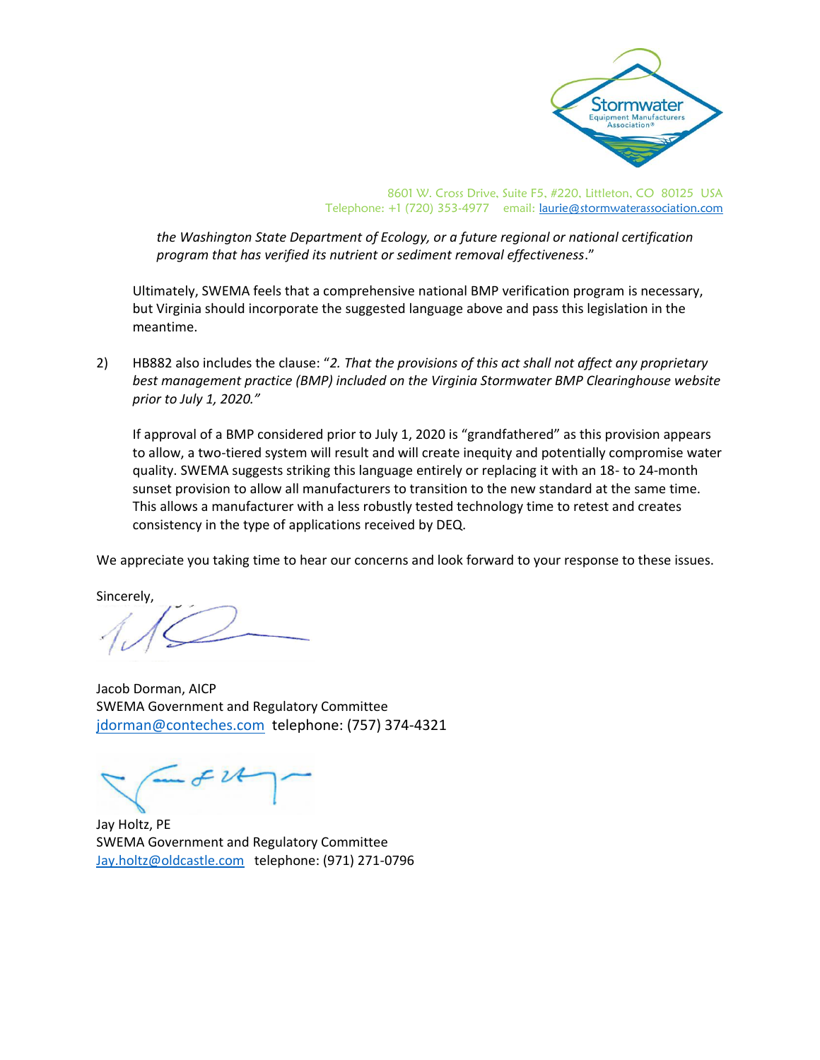8601 W. Cross Drive, Suite F5, #220, Littleton, CO 80125 USA
Telephone: +1 (720) 353-4977 email: laurie@stormwaterassociation.com

*the Washington State Department of Ecology, or a future regional or national certification program that has verified its nutrient or sediment removal effectiveness*."

Ultimately, SWEMA feels that a comprehensive national BMP verification program is necessary, but Virginia should incorporate the suggested language above and pass this legislation in the meantime.

2) HB882 also includes the clause: "*2. That the provisions of this act shall not affect any proprietary best management practice (BMP) included on the Virginia Stormwater BMP Clearinghouse website prior to July 1, 2020.*"

   If approval of a BMP considered prior to July 1, 2020 is "grandfathered" as this provision appears to allow, a two-tiered system will result and will create inequity and potentially compromise water quality. SWEMA suggests striking this language entirely or replacing it with an 18- to 24-month sunset provision to allow all manufacturers to transition to the new standard at the same time. This allows a manufacturer with a less robustly tested technology time to retest and creates consistency in the type of applications received by DEQ.

We appreciate you taking time to hear our concerns and look forward to your response to these issues.

Sincerely,

Jacob Dorman, AICP
SWEMA Government and Regulatory Committee
jdorman@conteches.com telephone: (757) 374-4321

Jay Holtz, PE
SWEMA Government and Regulatory Committee
Jay.holtz@oldcastle.com telephone: (971) 271-0796